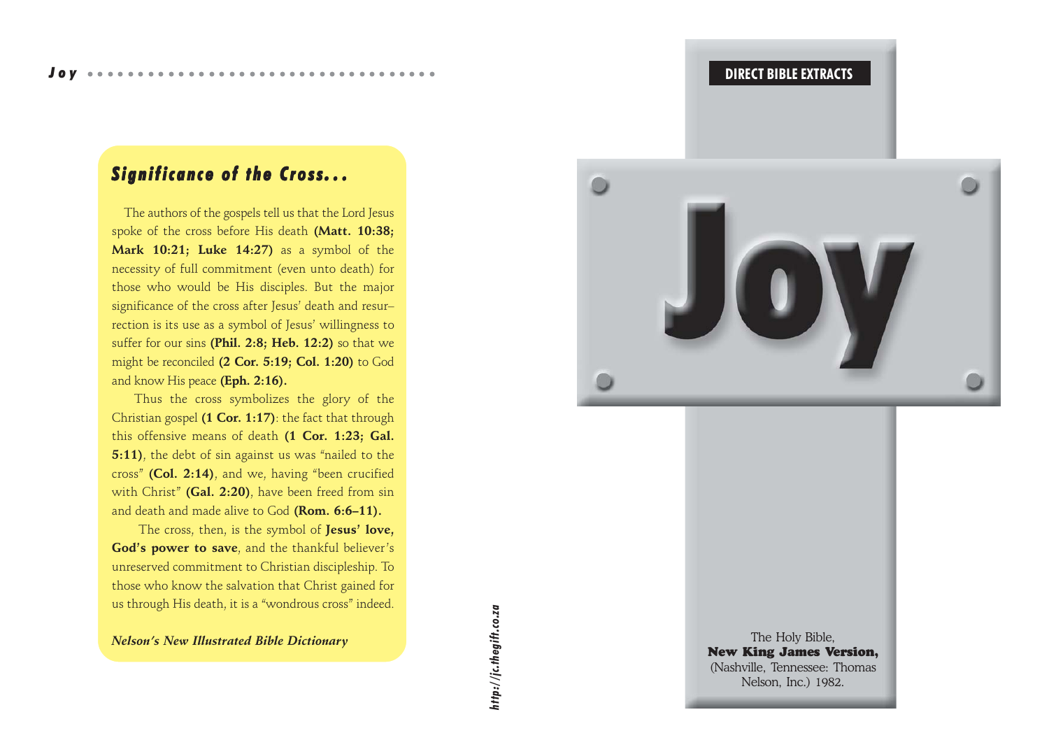## *Significance of the Cross...*

The authors of the gospels tell us that the Lord Jesus spoke of the cross before His death **(Matt. 10:38; Mark 10:21; Luke 14:27)** as a symbol of the necessity of full commitment (even unto death) for those who would be His disciples. But the major significance of the cross after Jesus' death and resurrection is its use as a symbol of Jesus' willingness to suffer for our sins **(Phil. 2:8; Heb. 12:2)** so that we might be reconciled **(2 Cor. 5:19; Col. 1:20)** to God and know His peace **(Eph. 2:16).**

Thus the cross symbolizes the glory of the Christian gospel **(1 Cor. 1:17)**: the fact that through this offensive means of death **(1 Cor. 1:23; Gal. 5:11)**, the debt of sin against us was "nailed to the cross" **(Col. 2:14)**, and we, having "been crucified with Christ" **(Gal. 2:20)**, have been freed from sin and death and made alive to God **(Rom. 6:6–11).**

The cross, then, is the symbol of **Jesus' love, God's power to save**, and the thankful believer's unreserved commitment to Christian discipleship. To those who know the salvation that Christ gained for us through His death, it is a "wondrous cross" indeed.

***Nelson's New Illustrated Bible Dictionary***

*http://jc.thegift.co.za*

**DIRECT BIBLE EXTRACTS**

# Joy

The Holy Bible,
**New King James Version,**
(Nashville, Tennessee: Thomas Nelson, Inc.) 1982.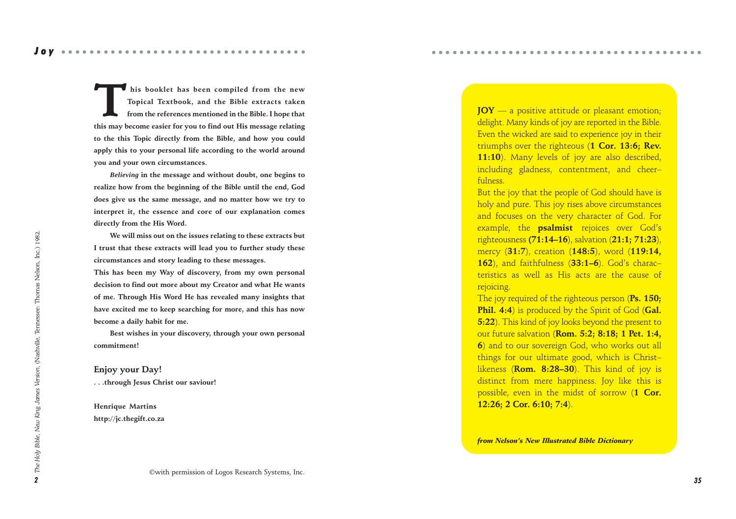**This booklet has been compiled from the new Topical Textbook, and the Bible extracts taken from the references mentioned in the Bible. I hope that this may become easier for you to find out His message relating to the this Topic directly from the Bible, and how you could apply this to your personal life according to the world around you and your own circumstances.**

***Believing* in the message and without doubt, one begins to realize how from the beginning of the Bible until the end, God does give us the same message, and no matter how we try to interpret it, the essence and core of our explanation comes directly from the His Word.**

**We will miss out on the issues relating to these extracts but I trust that these extracts will lead you to further study these circumstances and story leading to these messages.**

**This has been my Way of discovery, from my own personal decision to find out more about my Creator and what He wants of me. Through His Word He has revealed many insights that have excited me to keep searching for more, and this has now become a daily habit for me.**

**Best wishes in your discovery, through your own personal commitment!**

**Enjoy your Day!**

**. . .through Jesus Christ our saviour!**

**Henrique Martins**
**http://jc.thegift.co.za**

©with permission of Logos Research Systems, Inc.

*The Holy Bible, New King James Version*, (Nashville, Tennessee: Thomas Nelson, Inc.) 1982.

**JOY** — a positive attitude or pleasant emotion; delight. Many kinds of joy are reported in the Bible. Even the wicked are said to experience joy in their triumphs over the righteous (**1 Cor. 13:6; Rev. 11:10**). Many levels of joy are also described, including gladness, contentment, and cheerfulness.

But the joy that the people of God should have is holy and pure. This joy rises above circumstances and focuses on the very character of God. For example, the **psalmist** rejoices over God's righteousness **(71:14–16**), salvation (**21:1; 71:23**), mercy (**31:7**), creation (**148:5**), word (**119:14, 162**), and faithfulness (**33:1–6**). God's characteristics as well as His acts are the cause of rejoicing.

The joy required of the righteous person (**Ps. 150; Phil. 4:4**) is produced by the Spirit of God (**Gal. 5:22**). This kind of joy looks beyond the present to our future salvation (**Rom. 5:2; 8:18; 1 Pet. 1:4, 6**) and to our sovereign God, who works out all things for our ultimate good, which is Christlikeness (**Rom. 8:28–30**). This kind of joy is distinct from mere happiness. Joy like this is possible, even in the midst of sorrow (**1 Cor. 12:26; 2 Cor. 6:10; 7:4**).

***from Nelson's New Illustrated Bible Dictionary***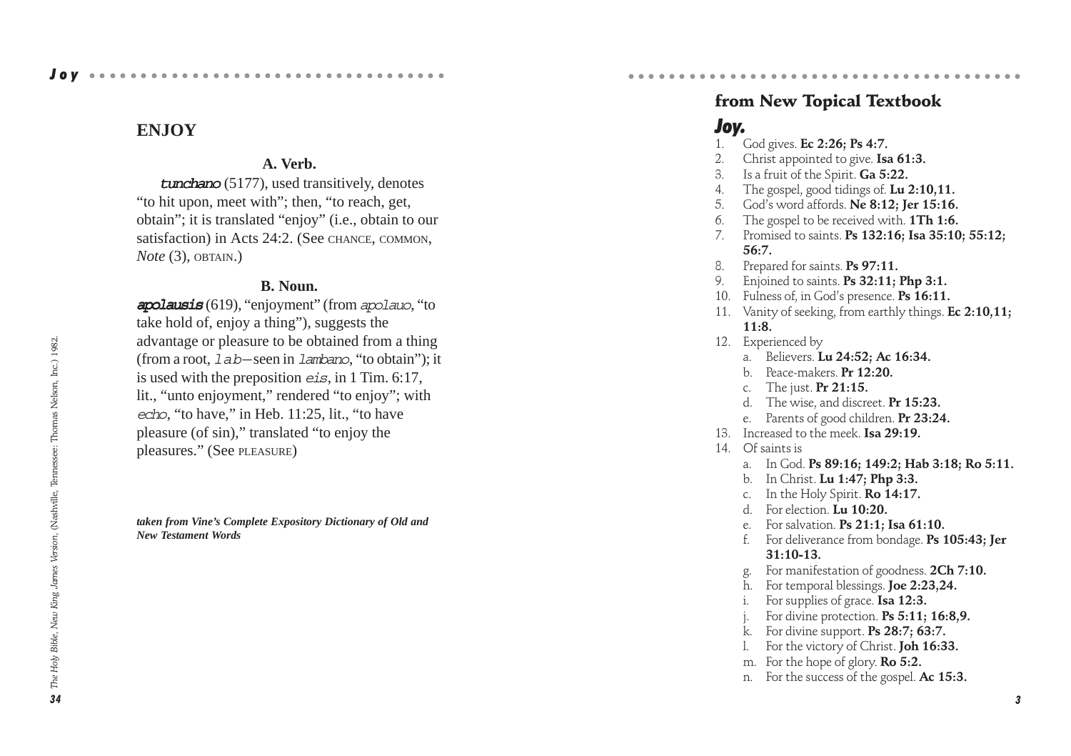## ENJOY

### A. Verb.

***tunchano*** (5177), used transitively, denotes "to hit upon, meet with"; then, "to reach, get, obtain"; it is translated "enjoy" (i.e., obtain to our satisfaction) in Acts 24:2. (See CHANCE, COMMON, *Note* (3), OBTAIN.)

### B. Noun.

***apolausis*** (619), "enjoyment" (from *apolauo*, "to take hold of, enjoy a thing"), suggests the advantage or pleasure to be obtained from a thing (from a root, *lab*—seen in *lambano*, "to obtain"); it is used with the preposition *eis*, in 1 Tim. 6:17, lit., "unto enjoyment," rendered "to enjoy"; with *echo*, "to have," in Heb. 11:25, lit., "to have pleasure (of sin)," translated "to enjoy the pleasures." (See PLEASURE)

***taken from Vine's Complete Expository Dictionary of Old and New Testament Words***

*The Holy Bible, New King James Version*, (Nashville, Tennessee: Thomas Nelson, Inc.) 1982.

## from New Topical Textbook

### *Joy.*

1. God gives. **Ec 2:26; Ps 4:7.**
2. Christ appointed to give. **Isa 61:3.**
3. Is a fruit of the Spirit. **Ga 5:22.**
4. The gospel, good tidings of. **Lu 2:10,11.**
5. God's word affords. **Ne 8:12; Jer 15:16.**
6. The gospel to be received with. **1Th 1:6.**
7. Promised to saints. **Ps 132:16; Isa 35:10; 55:12; 56:7.**
8. Prepared for saints. **Ps 97:11.**
9. Enjoined to saints. **Ps 32:11; Php 3:1.**
10. Fulness of, in God's presence. **Ps 16:11.**
11. Vanity of seeking, from earthly things. **Ec 2:10,11; 11:8.**
12. Experienced by
    a. Believers. **Lu 24:52; Ac 16:34.**
    b. Peace-makers. **Pr 12:20.**
    c. The just. **Pr 21:15.**
    d. The wise, and discreet. **Pr 15:23.**
    e. Parents of good children. **Pr 23:24.**
13. Increased to the meek. **Isa 29:19.**
14. Of saints is
    a. In God. **Ps 89:16; 149:2; Hab 3:18; Ro 5:11.**
    b. In Christ. **Lu 1:47; Php 3:3.**
    c. In the Holy Spirit. **Ro 14:17.**
    d. For election. **Lu 10:20.**
    e. For salvation. **Ps 21:1; Isa 61:10.**
    f. For deliverance from bondage. **Ps 105:43; Jer 31:10-13.**
    g. For manifestation of goodness. **2Ch 7:10.**
    h. For temporal blessings. **Joe 2:23,24.**
    i. For supplies of grace. **Isa 12:3.**
    j. For divine protection. **Ps 5:11; 16:8,9.**
    k. For divine support. **Ps 28:7; 63:7.**
    l. For the victory of Christ. **Joh 16:33.**
    m. For the hope of glory. **Ro 5:2.**
    n. For the success of the gospel. **Ac 15:3.**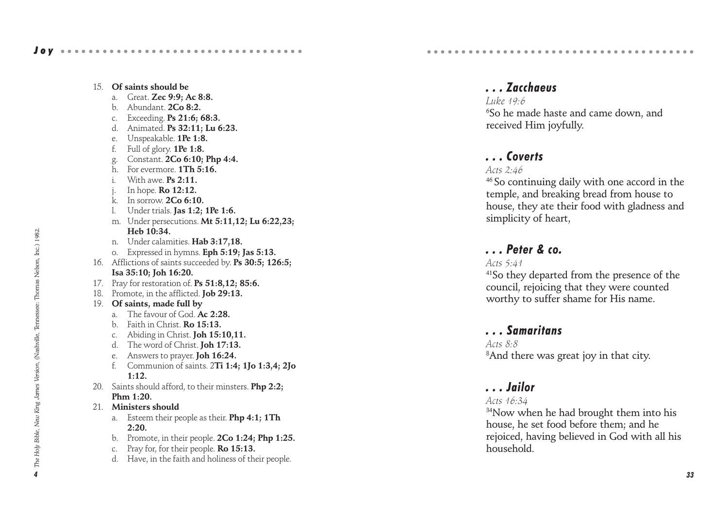15. **Of saints should be**
    a. Great. **Zec 9:9; Ac 8:8.**
    b. Abundant. **2Co 8:2.**
    c. Exceeding. **Ps 21:6; 68:3.**
    d. Animated. **Ps 32:11; Lu 6:23.**
    e. Unspeakable. **1Pe 1:8.**
    f. Full of glory. **1Pe 1:8.**
    g. Constant. **2Co 6:10; Php 4:4.**
    h. For evermore. **1Th 5:16.**
    i. With awe. **Ps 2:11.**
    j. In hope. **Ro 12:12.**
    k. In sorrow. **2Co 6:10.**
    l. Under trials. **Jas 1:2; 1Pe 1:6.**
    m. Under persecutions. **Mt 5:11,12; Lu 6:22,23; Heb 10:34.**
    n. Under calamities. **Hab 3:17,18.**
    o. Expressed in hymns. **Eph 5:19; Jas 5:13.**
16. Afflictions of saints succeeded by. **Ps 30:5; 126:5; Isa 35:10; Joh 16:20.**
17. Pray for restoration of. **Ps 51:8,12; 85:6.**
18. Promote, in the afflicted. **Job 29:13.**
19. **Of saints, made full by**
    a. The favour of God. **Ac 2:28.**
    b. Faith in Christ. **Ro 15:13.**
    c. Abiding in Christ. **Joh 15:10,11.**
    d. The word of Christ. **Joh 17:13.**
    e. Answers to prayer. **Joh 16:24.**
    f. Communion of saints. 2**Ti 1:4; 1Jo 1:3,4; 2Jo 1:12.**
20. Saints should afford, to their minsters. **Php 2:2; Phm 1:20.**
21. **Ministers should**
    a. Esteem their people as their. **Php 4:1; 1Th 2:20.**
    b. Promote, in their people. **2Co 1:24; Php 1:25.**
    c. Pray for, for their people. **Ro 15:13.**
    d. Have, in the faith and holiness of their people.

*The Holy Bible, New King James Version*, (Nashville, Tennessee: Thomas Nelson, Inc.) 1982.

### . . . Zacchaeus

*Luke 19:6*

[6]So he made haste and came down, and received Him joyfully.

### . . . Coverts

*Acts 2:46*

[46] So continuing daily with one accord in the temple, and breaking bread from house to house, they ate their food with gladness and simplicity of heart,

### . . . Peter & co.

*Acts 5:41*

[41]So they departed from the presence of the council, rejoicing that they were counted worthy to suffer shame for His name.

### . . . Samaritans

*Acts 8:8*

[8]And there was great joy in that city.

### . . . Jailor

*Acts 16:34*

[34]Now when he had brought them into his house, he set food before them; and he rejoiced, having believed in God with all his household.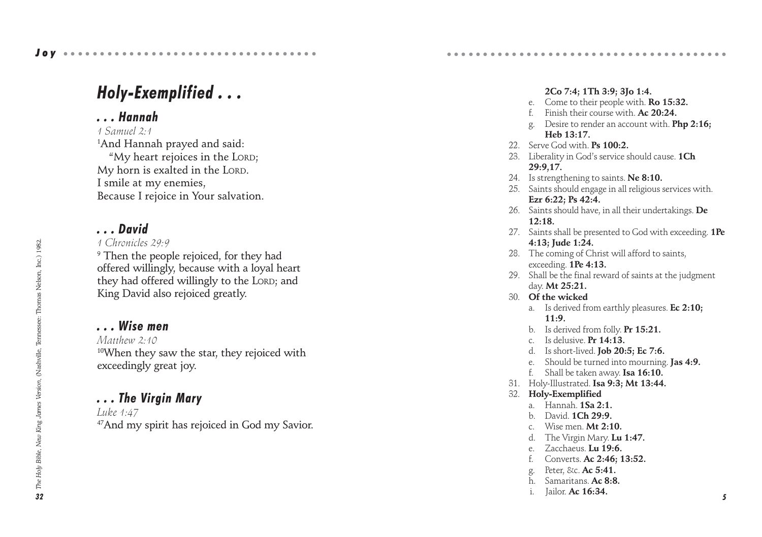# Holy-Exemplified . . .

## . . . Hannah

*1 Samuel 2:1*

[1]And Hannah prayed and said:
"My heart rejoices in the LORD;
My horn is exalted in the LORD.
I smile at my enemies,
Because I rejoice in Your salvation.

## . . . David

*1 Chronicles 29:9*

[9] Then the people rejoiced, for they had offered willingly, because with a loyal heart they had offered willingly to the LORD; and King David also rejoiced greatly.

## . . . Wise men

*Matthew 2:10*

[10]When they saw the star, they rejoiced with exceedingly great joy.

## . . . The Virgin Mary

*Luke 1:47*

[47]And my spirit has rejoiced in God my Savior.

*The Holy Bible, New King James Version, (Nashville, Tennessee: Thomas Nelson, Inc.) 1982.*

---

**2Co 7:4; 1Th 3:9; 3Jo 1:4.**

e. Come to their people with. **Ro 15:32.**
f. Finish their course with. **Ac 20:24.**
g. Desire to render an account with. **Php 2:16; Heb 13:17.**

22. Serve God with. **Ps 100:2.**
23. Liberality in God's service should cause. **1Ch 29:9,17.**
24. Is strengthening to saints. **Ne 8:10.**
25. Saints should engage in all religious services with. **Ezr 6:22; Ps 42:4.**
26. Saints should have, in all their undertakings. **De 12:18.**
27. Saints shall be presented to God with exceeding. **1Pe 4:13; Jude 1:24.**
28. The coming of Christ will afford to saints, exceeding. **1Pe 4:13.**
29. Shall be the final reward of saints at the judgment day. **Mt 25:21.**
30. **Of the wicked**
    a. Is derived from earthly pleasures. **Ec 2:10; 11:9.**
    b. Is derived from folly. **Pr 15:21.**
    c. Is delusive. **Pr 14:13.**
    d. Is short-lived. **Job 20:5; Ec 7:6.**
    e. Should be turned into mourning. **Jas 4:9.**
    f. Shall be taken away. **Isa 16:10.**
31. Holy-Illustrated. **Isa 9:3; Mt 13:44.**
32. **Holy-Exemplified**
    a. Hannah. **1Sa 2:1.**
    b. David. **1Ch 29:9.**
    c. Wise men. **Mt 2:10.**
    d. The Virgin Mary. **Lu 1:47.**
    e. Zacchaeus. **Lu 19:6.**
    f. Converts. **Ac 2:46; 13:52.**
    g. Peter, &c. **Ac 5:41.**
    h. Samaritans. **Ac 8:8.**
    i. Jailor. **Ac 16:34.**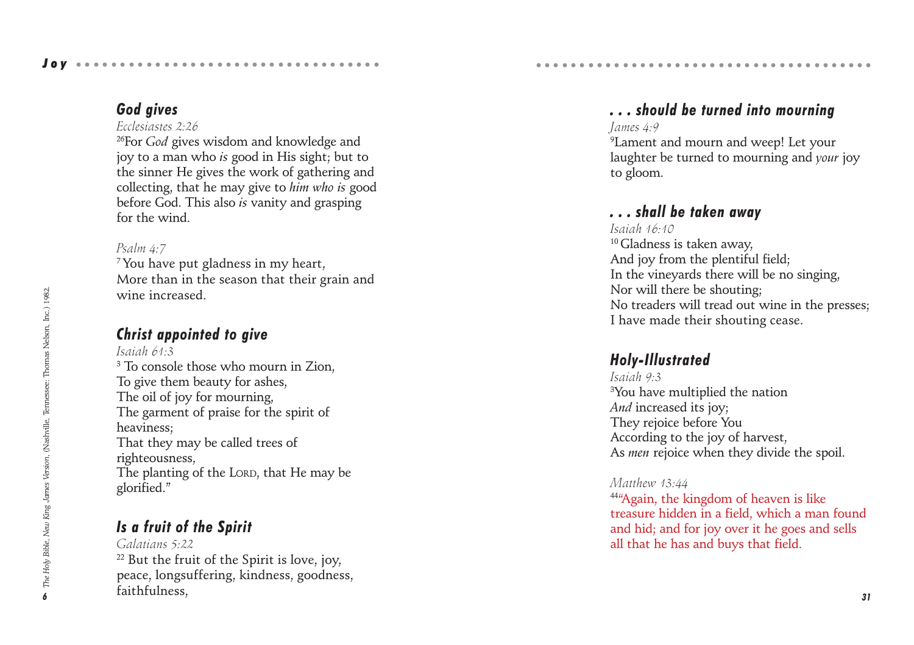### *God gives*

*Ecclesiastes 2:26*

[26]For *God* gives wisdom and knowledge and joy to a man who *is* good in His sight; but to the sinner He gives the work of gathering and collecting, that he may give to *him who is* good before God. This also *is* vanity and grasping for the wind.

*Psalm 4:7*

[7] You have put gladness in my heart,
More than in the season that their grain and wine increased.

### *Christ appointed to give*

*Isaiah 61:3*

[3] To console those who mourn in Zion,
To give them beauty for ashes,
The oil of joy for mourning,
The garment of praise for the spirit of heaviness;
That they may be called trees of righteousness,
The planting of the LORD, that He may be glorified."

### *Is a fruit of the Spirit*

*Galatians 5:22*

[22] But the fruit of the Spirit is love, joy, peace, longsuffering, kindness, goodness, faithfulness,

*The Holy Bible, New King James Version, (Nashville, Tennessee: Thomas Nelson, Inc.) 1982.*

### *. . . should be turned into mourning*

*James 4:9*

[9]Lament and mourn and weep! Let your laughter be turned to mourning and *your* joy to gloom.

### *. . . shall be taken away*

*Isaiah 16:10*

[10] Gladness is taken away,
And joy from the plentiful field;
In the vineyards there will be no singing,
Nor will there be shouting;
No treaders will tread out wine in the presses;
I have made their shouting cease.

### *Holy-Illustrated*

*Isaiah 9:3*

[3]You have multiplied the nation
*And* increased its joy;
They rejoice before You
According to the joy of harvest,
As *men* rejoice when they divide the spoil.

*Matthew 13:44*

[44]"Again, the kingdom of heaven is like treasure hidden in a field, which a man found and hid; and for joy over it he goes and sells all that he has and buys that field.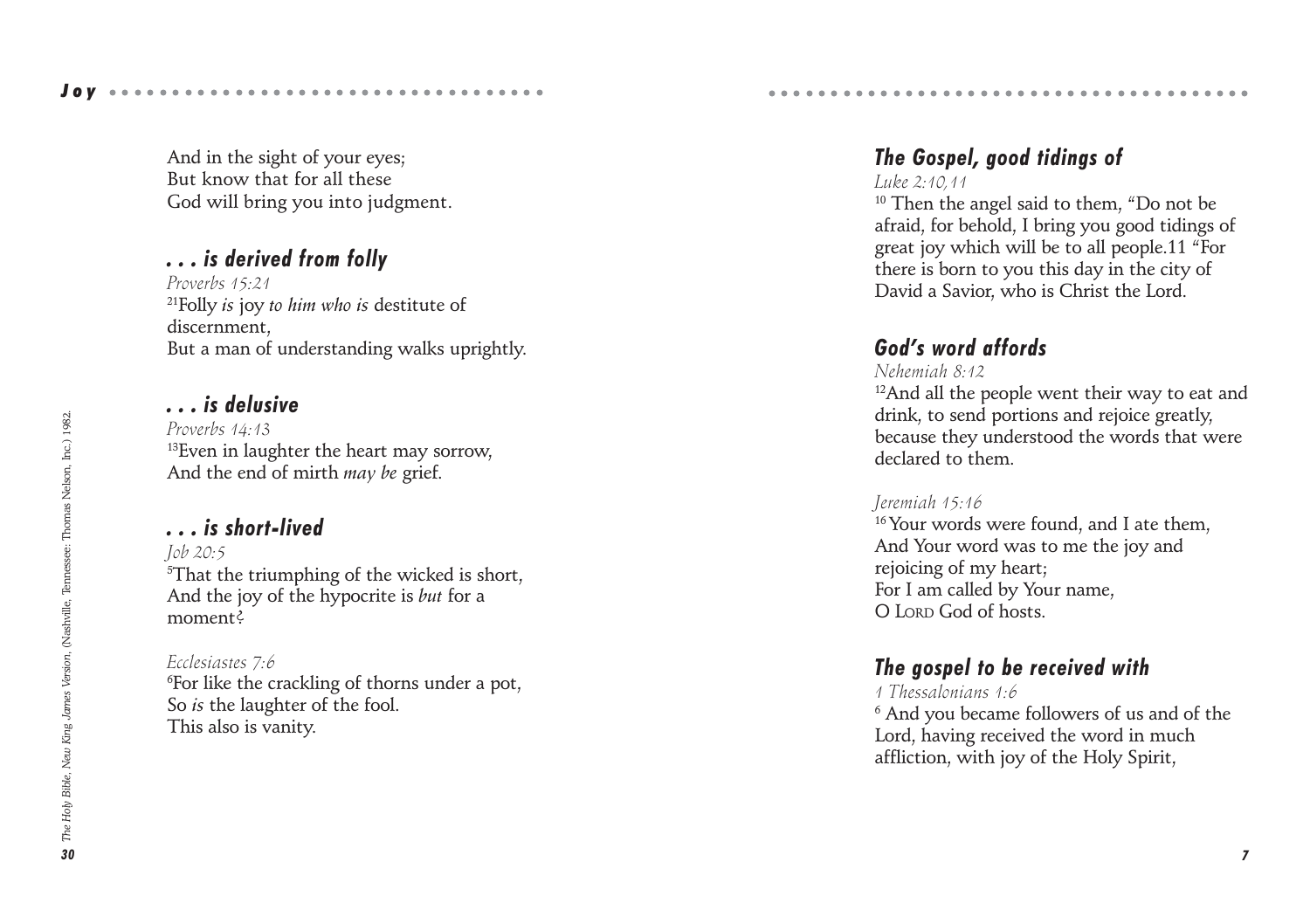And in the sight of your eyes;
But know that for all these
God will bring you into judgment.

### *. . . is derived from folly*

*Proverbs 15:21*
[21]Folly *is* joy *to him who is* destitute of discernment,
But a man of understanding walks uprightly.

### *. . . is delusive*

*Proverbs 14:13*
[13]Even in laughter the heart may sorrow,
And the end of mirth *may be* grief.

### *. . . is short-lived*

*Job 20:5*
[5]That the triumphing of the wicked is short,
And the joy of the hypocrite is *but* for a moment?

*Ecclesiastes 7:6*
[6]For like the crackling of thorns under a pot,
So *is* the laughter of the fool.
This also is vanity.

### *The Gospel, good tidings of*

*Luke 2:10,11*
[10] Then the angel said to them, "Do not be afraid, for behold, I bring you good tidings of great joy which will be to all people.11 "For there is born to you this day in the city of David a Savior, who is Christ the Lord.

### *God's word affords*

*Nehemiah 8:12*
[12]And all the people went their way to eat and drink, to send portions and rejoice greatly, because they understood the words that were declared to them.

*Jeremiah 15:16*
[16] Your words were found, and I ate them,
And Your word was to me the joy and rejoicing of my heart;
For I am called by Your name,
O LORD God of hosts.

### *The gospel to be received with*

*1 Thessalonians 1:6*
[6] And you became followers of us and of the Lord, having received the word in much affliction, with joy of the Holy Spirit,

*The Holy Bible, New King James Version*, (Nashville, Tennessee: Thomas Nelson, Inc.) 1982.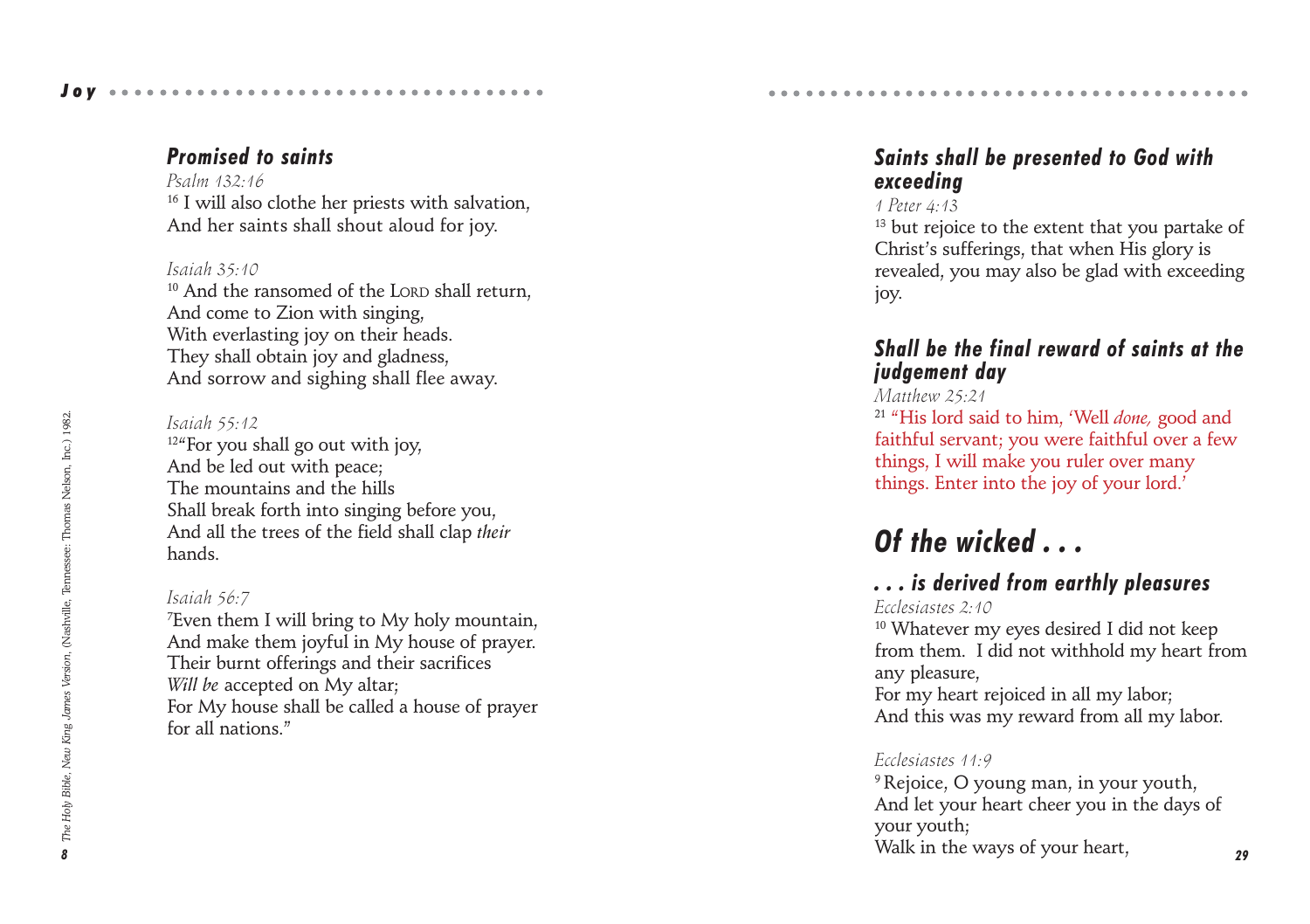### *Promised to saints*

*Psalm 132:16*
[16] I will also clothe her priests with salvation,
And her saints shall shout aloud for joy.

*Isaiah 35:10*
[10] And the ransomed of the LORD shall return,
And come to Zion with singing,
With everlasting joy on their heads.
They shall obtain joy and gladness,
And sorrow and sighing shall flee away.

*Isaiah 55:12*
[12]"For you shall go out with joy,
And be led out with peace;
The mountains and the hills
Shall break forth into singing before you,
And all the trees of the field shall clap *their* hands.

*Isaiah 56:7*
[7]Even them I will bring to My holy mountain,
And make them joyful in My house of prayer.
Their burnt offerings and their sacrifices
*Will be* accepted on My altar;
For My house shall be called a house of prayer for all nations."

*The Holy Bible, New King James Version,* (Nashville, Tennessee: Thomas Nelson, Inc.) 1982.

### *Saints shall be presented to God with exceeding*

*1 Peter 4:13*
[13] but rejoice to the extent that you partake of Christ's sufferings, that when His glory is revealed, you may also be glad with exceeding joy.

### *Shall be the final reward of saints at the judgement day*

*Matthew 25:21*
[21] "His lord said to him, 'Well *done,* good and faithful servant; you were faithful over a few things, I will make you ruler over many things. Enter into the joy of your lord.'

## *Of the wicked . . .*

### *. . . is derived from earthly pleasures*

*Ecclesiastes 2:10*
[10] Whatever my eyes desired I did not keep from them. I did not withhold my heart from any pleasure,
For my heart rejoiced in all my labor;
And this was my reward from all my labor.

*Ecclesiastes 11:9*
[9] Rejoice, O young man, in your youth,
And let your heart cheer you in the days of your youth;
Walk in the ways of your heart,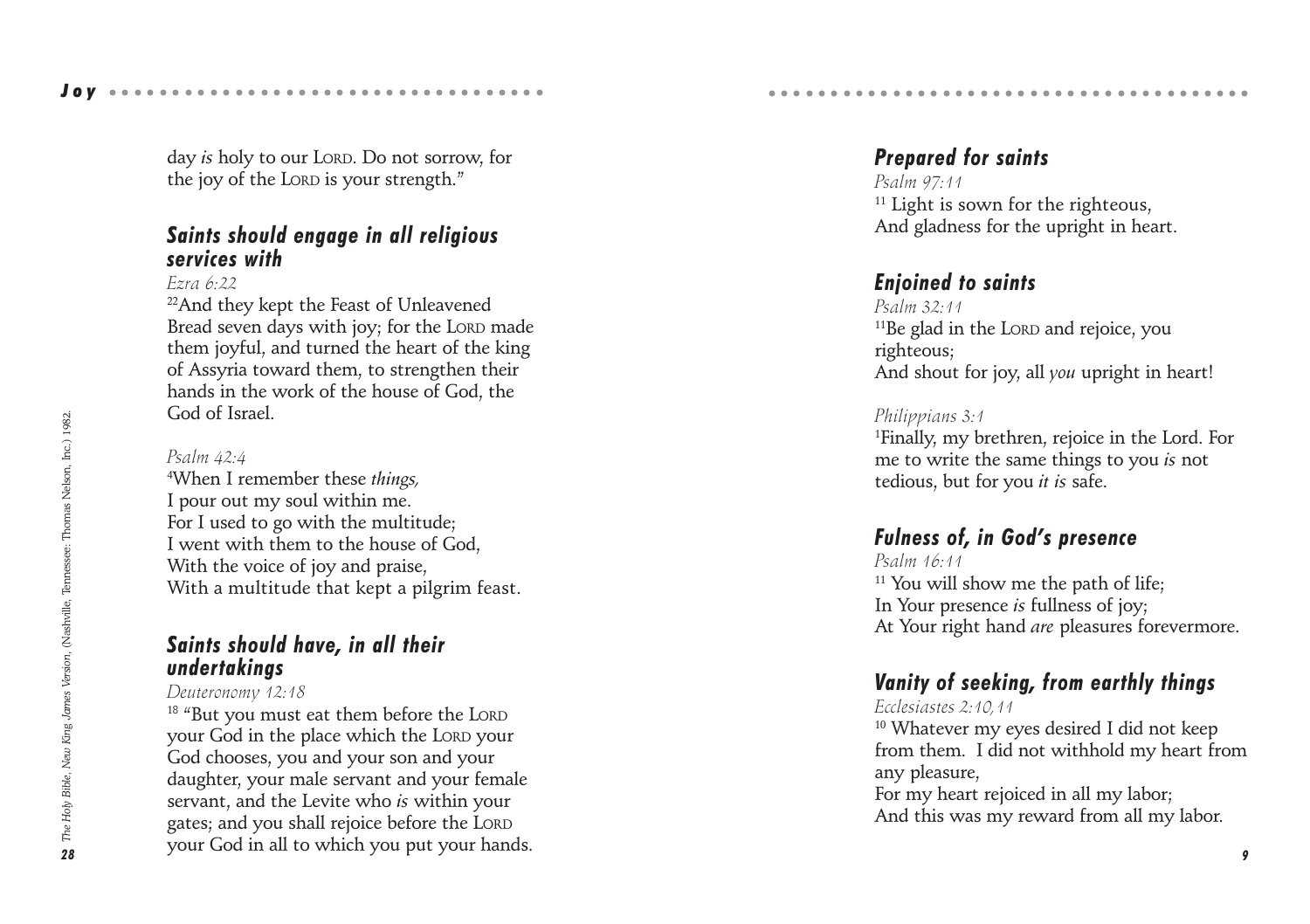day *is* holy to our LORD. Do not sorrow, for the joy of the LORD is your strength."

### Saints should engage in all religious services with

*Ezra 6:22*

[22]And they kept the Feast of Unleavened Bread seven days with joy; for the LORD made them joyful, and turned the heart of the king of Assyria toward them, to strengthen their hands in the work of the house of God, the God of Israel.

*Psalm 42:4*

[4]When I remember these *things,*
I pour out my soul within me.
For I used to go with the multitude;
I went with them to the house of God,
With the voice of joy and praise,
With a multitude that kept a pilgrim feast.

### Saints should have, in all their undertakings

*Deuteronomy 12:18*

[18] "But you must eat them before the LORD your God in the place which the LORD your God chooses, you and your son and your daughter, your male servant and your female servant, and the Levite who *is* within your gates; and you shall rejoice before the LORD your God in all to which you put your hands.

*The Holy Bible, New King James Version,* (Nashville, Tennessee: Thomas Nelson, Inc.) 1982.

### Prepared for saints

*Psalm 97:11*

[11] Light is sown for the righteous,
And gladness for the upright in heart.

### Enjoined to saints

*Psalm 32:11*

[11]Be glad in the LORD and rejoice, you righteous;
And shout for joy, all *you* upright in heart!

*Philippians 3:1*

[1]Finally, my brethren, rejoice in the Lord. For me to write the same things to you *is* not tedious, but for you *it is* safe.

### Fulness of, in God's presence

*Psalm 16:11*

[11] You will show me the path of life;
In Your presence *is* fullness of joy;
At Your right hand *are* pleasures forevermore.

### Vanity of seeking, from earthly things

*Ecclesiastes 2:10,11*

[10] Whatever my eyes desired I did not keep from them. I did not withhold my heart from any pleasure,
For my heart rejoiced in all my labor;
And this was my reward from all my labor.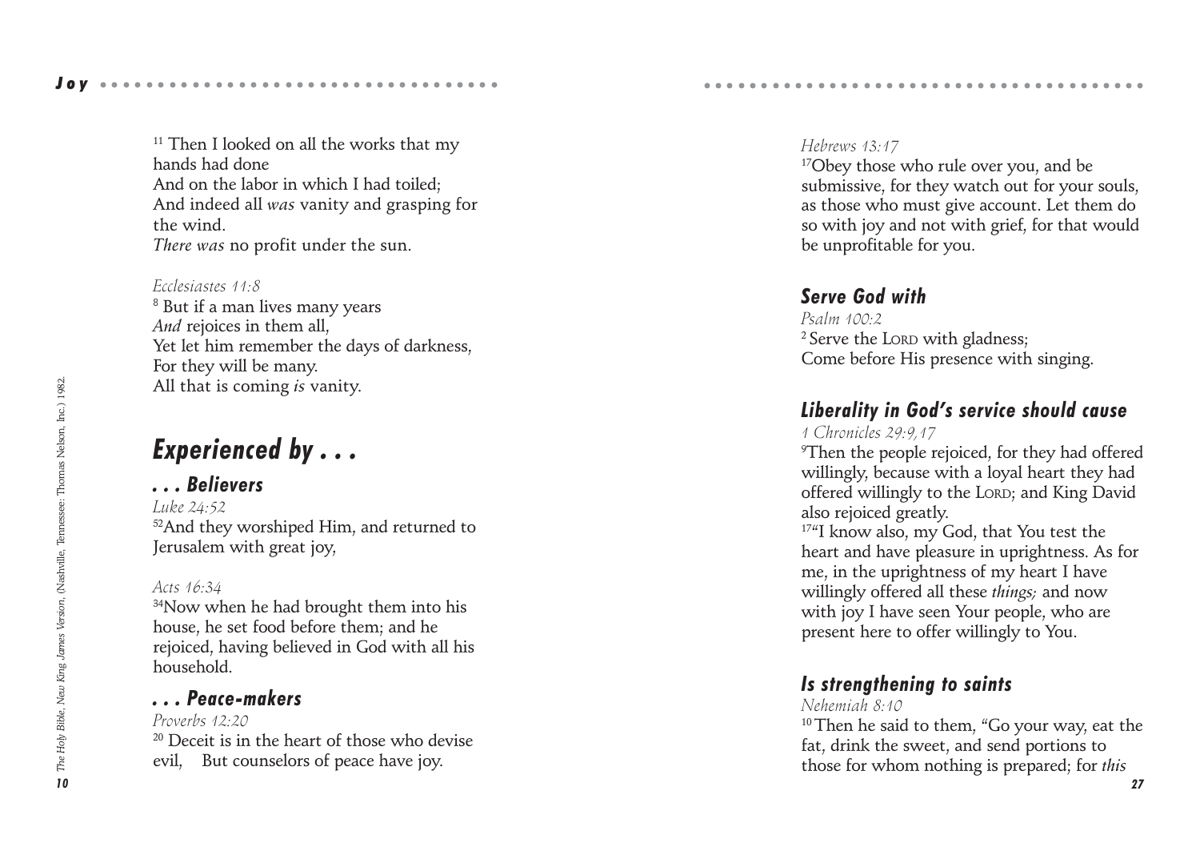[11] Then I looked on all the works that my hands had done
And on the labor in which I had toiled;
And indeed all *was* vanity and grasping for the wind.
*There was* no profit under the sun.

*Ecclesiastes 11:8*
[8] But if a man lives many years
*And* rejoices in them all,
Yet let him remember the days of darkness,
For they will be many.
All that is coming *is* vanity.

## Experienced by . . .

### . . . Believers

*Luke 24:52*
[52]And they worshiped Him, and returned to Jerusalem with great joy,

*Acts 16:34*
[34]Now when he had brought them into his house, he set food before them; and he rejoiced, having believed in God with all his household.

### . . . Peace-makers

*Proverbs 12:20*
[20] Deceit is in the heart of those who devise evil, But counselors of peace have joy.

*The Holy Bible, New King James Version, (Nashville, Tennessee: Thomas Nelson, Inc.) 1982.*

*Hebrews 13:17*
[17]Obey those who rule over you, and be submissive, for they watch out for your souls, as those who must give account. Let them do so with joy and not with grief, for that would be unprofitable for you.

### Serve God with

*Psalm 100:2*
[2] Serve the LORD with gladness;
Come before His presence with singing.

### Liberality in God's service should cause

*1 Chronicles 29:9,17*
[9]Then the people rejoiced, for they had offered willingly, because with a loyal heart they had offered willingly to the LORD; and King David also rejoiced greatly.
[17]"I know also, my God, that You test the heart and have pleasure in uprightness. As for me, in the uprightness of my heart I have willingly offered all these *things;* and now with joy I have seen Your people, who are present here to offer willingly to You.

### Is strengthening to saints

*Nehemiah 8:10*
[10] Then he said to them, "Go your way, eat the fat, drink the sweet, and send portions to those for whom nothing is prepared; for *this*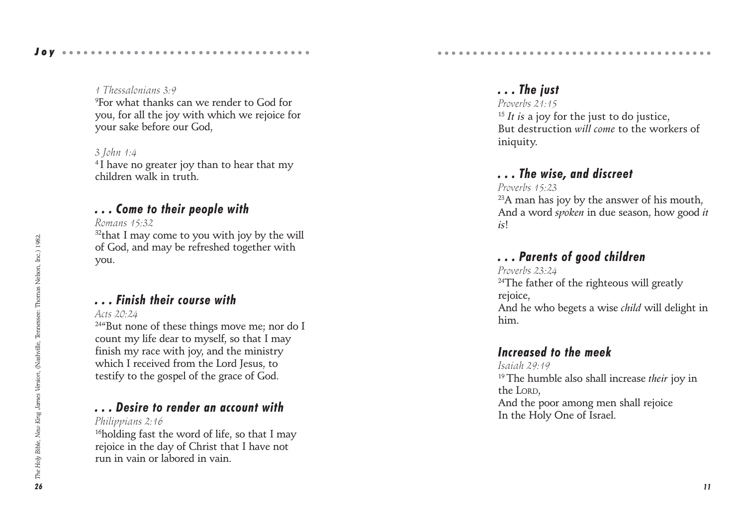*1 Thessalonians 3:9*
[9]For what thanks can we render to God for you, for all the joy with which we rejoice for your sake before our God,

*3 John 1:4*
[4]I have no greater joy than to hear that my children walk in truth.

### *. . . Come to their people with*

*Romans 15:32*
[32]that I may come to you with joy by the will of God, and may be refreshed together with you.

### *. . . Finish their course with*

*Acts 20:24*
[24]"But none of these things move me; nor do I count my life dear to myself, so that I may finish my race with joy, and the ministry which I received from the Lord Jesus, to testify to the gospel of the grace of God.

### *. . . Desire to render an account with*

*Philippians 2:16*
[16]holding fast the word of life, so that I may rejoice in the day of Christ that I have not run in vain or labored in vain.

*The Holy Bible, New King James Version*, (Nashville, Tennessee: Thomas Nelson, Inc.) 1982.

### *. . . The just*

*Proverbs 21:15*
[15] *It is* a joy for the just to do justice,
But destruction *will come* to the workers of iniquity.

### *. . . The wise, and discreet*

*Proverbs 15:23*
[23]A man has joy by the answer of his mouth,
And a word *spoken* in due season, how good *it is*!

### *. . . Parents of good children*

*Proverbs 23:24*
[24]The father of the righteous will greatly rejoice,
And he who begets a wise *child* will delight in him.

### *Increased to the meek*

*Isaiah 29:19*
[19]The humble also shall increase *their* joy in the LORD,
And the poor among men shall rejoice
In the Holy One of Israel.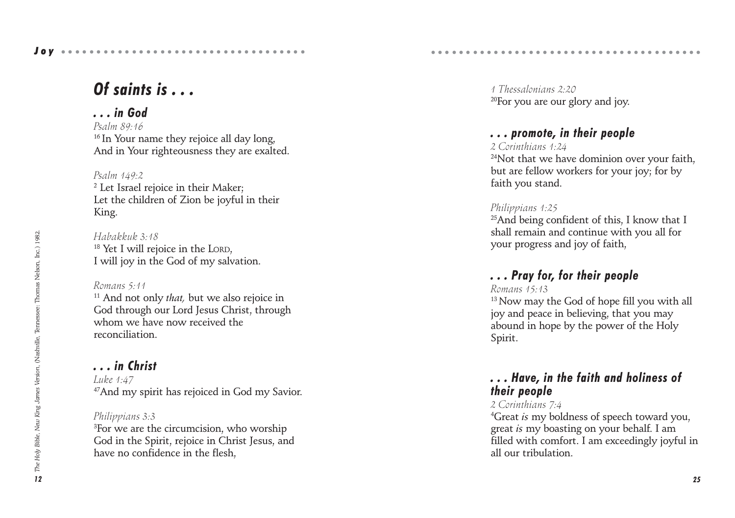## Of saints is . . .

### . . . in God

*Psalm 89:16*

[16] In Your name they rejoice all day long,
And in Your righteousness they are exalted.

*Psalm 149:2*

[2] Let Israel rejoice in their Maker;
Let the children of Zion be joyful in their King.

*Habakkuk 3:18*

[18] Yet I will rejoice in the LORD,
I will joy in the God of my salvation.

*Romans 5:11*

[11] And not only *that,* but we also rejoice in God through our Lord Jesus Christ, through whom we have now received the reconciliation.

### . . . in Christ

*Luke 1:47*

[47]And my spirit has rejoiced in God my Savior.

*Philippians 3:3*

[3]For we are the circumcision, who worship God in the Spirit, rejoice in Christ Jesus, and have no confidence in the flesh,

*The Holy Bible, New King James Version,* (Nashville, Tennessee: Thomas Nelson, Inc.) 1982.

*1 Thessalonians 2:20*

[20]For you are our glory and joy.

### . . . promote, in their people

*2 Corinthians 1:24*

[24]Not that we have dominion over your faith, but are fellow workers for your joy; for by faith you stand.

*Philippians 1:25*

[25]And being confident of this, I know that I shall remain and continue with you all for your progress and joy of faith,

### . . . Pray for, for their people

*Romans 15:13*

[13] Now may the God of hope fill you with all joy and peace in believing, that you may abound in hope by the power of the Holy Spirit.

### . . . Have, in the faith and holiness of their people

*2 Corinthians 7:4*

[4]Great *is* my boldness of speech toward you, great *is* my boasting on your behalf. I am filled with comfort. I am exceedingly joyful in all our tribulation.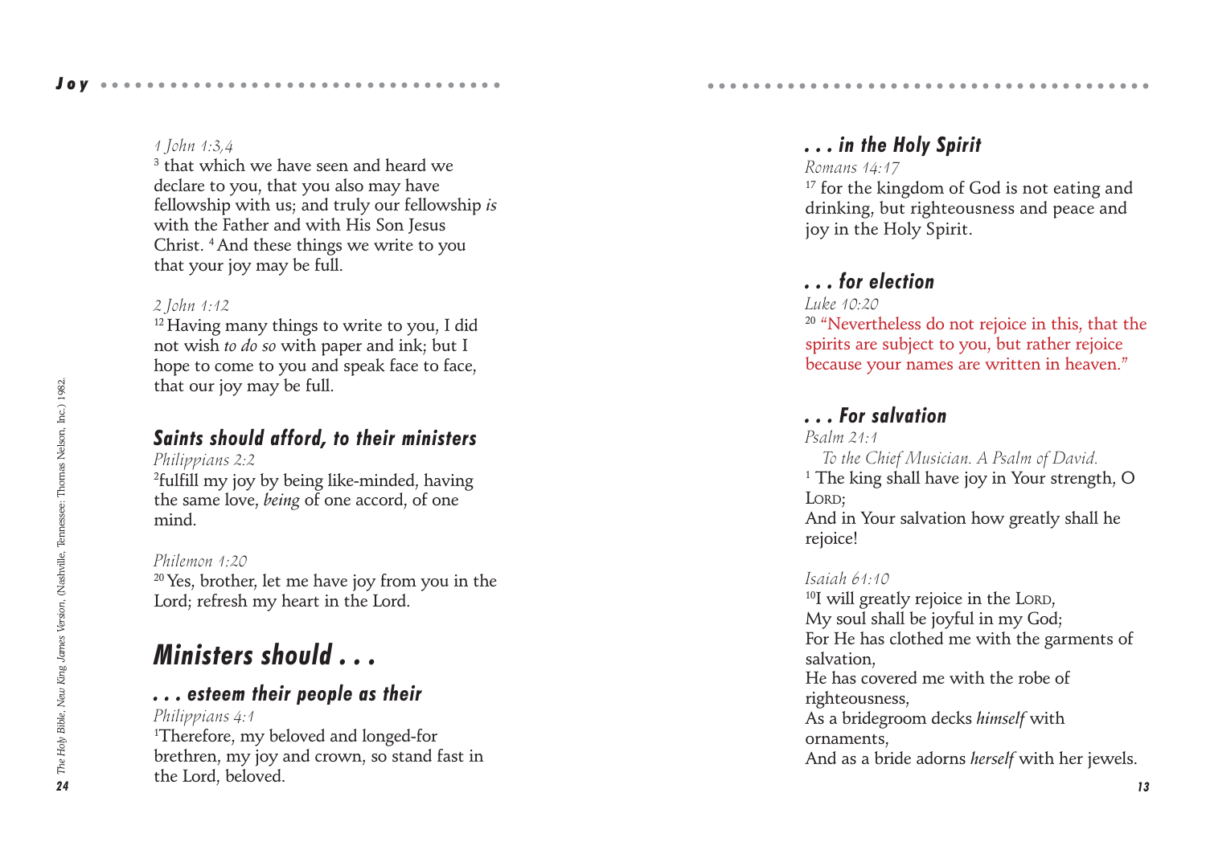*1 John 1:3,4*

[3] that which we have seen and heard we declare to you, that you also may have fellowship with us; and truly our fellowship *is* with the Father and with His Son Jesus Christ. [4] And these things we write to you that your joy may be full.

*2 John 1:12*

[12] Having many things to write to you, I did not wish *to do so* with paper and ink; but I hope to come to you and speak face to face, that our joy may be full.

### Saints should afford, to their ministers

*Philippians 2:2*

[2] fulfill my joy by being like-minded, having the same love, *being* of one accord, of one mind.

*Philemon 1:20*

[20] Yes, brother, let me have joy from you in the Lord; refresh my heart in the Lord.

## Ministers should . . .

### . . . esteem their people as their

*Philippians 4:1*

[1] Therefore, my beloved and longed-for brethren, my joy and crown, so stand fast in the Lord, beloved.

### . . . in the Holy Spirit

*Romans 14:17*

[17] for the kingdom of God is not eating and drinking, but righteousness and peace and joy in the Holy Spirit.

### . . . for election

*Luke 10:20*

[20] "Nevertheless do not rejoice in this, that the spirits are subject to you, but rather rejoice because your names are written in heaven."

### . . . For salvation

*Psalm 21:1*

*To the Chief Musician. A Psalm of David.*

[1] The king shall have joy in Your strength, O LORD;
And in Your salvation how greatly shall he rejoice!

*Isaiah 61:10*

[10] I will greatly rejoice in the LORD,
My soul shall be joyful in my God;
For He has clothed me with the garments of salvation,
He has covered me with the robe of righteousness,
As a bridegroom decks *himself* with ornaments,
And as a bride adorns *herself* with her jewels.

*The Holy Bible, New King James Version*, (Nashville, Tennessee: Thomas Nelson, Inc.) 1982.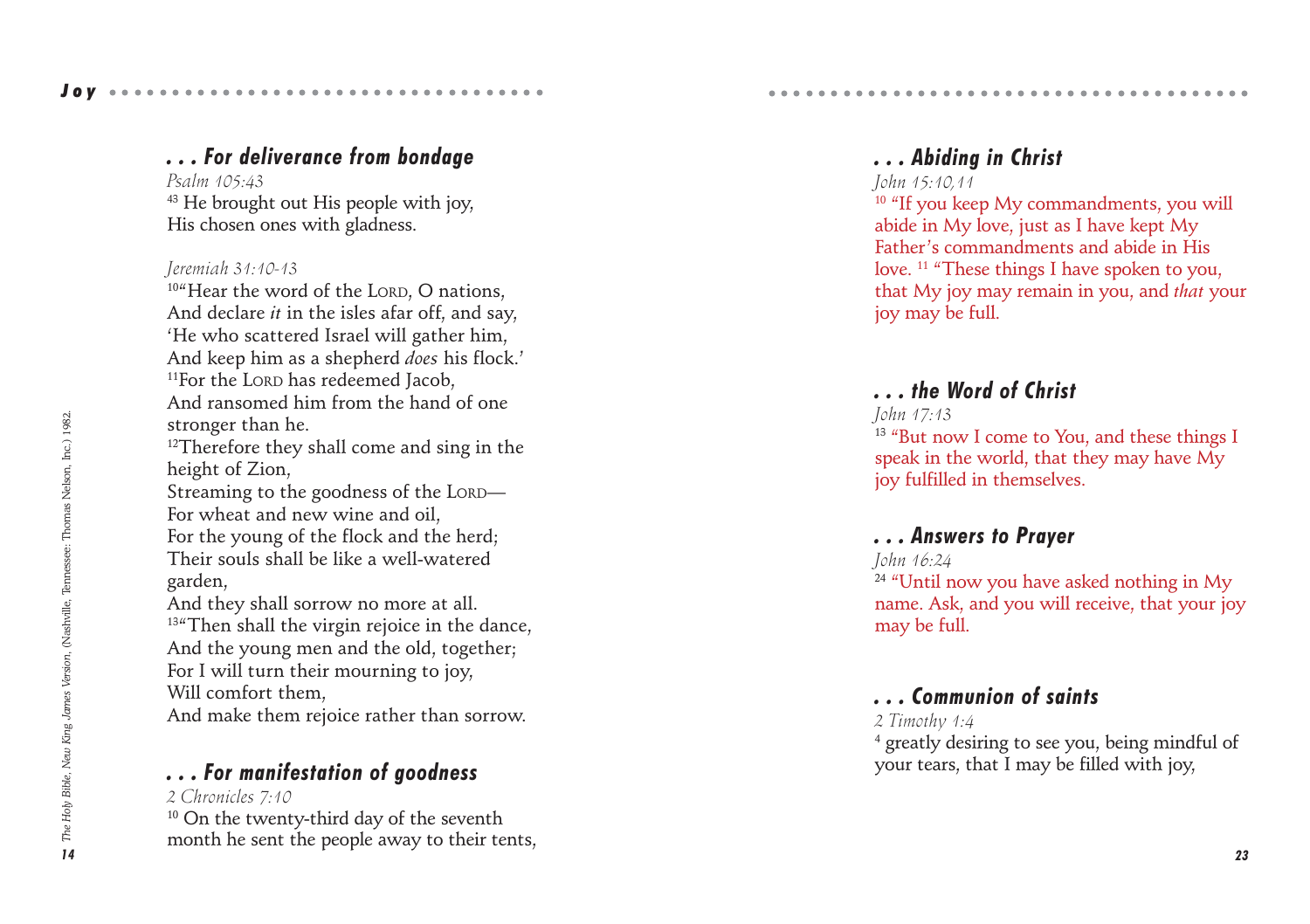### *. . . For deliverance from bondage*

*Psalm 105:43*

[43] He brought out His people with joy,
His chosen ones with gladness.

*Jeremiah 31:10-13*

[10]"Hear the word of the LORD, O nations,
And declare *it* in the isles afar off, and say,
'He who scattered Israel will gather him,
And keep him as a shepherd *does* his flock.'
[11]For the LORD has redeemed Jacob,
And ransomed him from the hand of one stronger than he.
[12]Therefore they shall come and sing in the height of Zion,
Streaming to the goodness of the LORD—
For wheat and new wine and oil,
For the young of the flock and the herd;
Their souls shall be like a well-watered garden,
And they shall sorrow no more at all.
[13]"Then shall the virgin rejoice in the dance,
And the young men and the old, together;
For I will turn their mourning to joy,
Will comfort them,
And make them rejoice rather than sorrow.

### *. . . For manifestation of goodness*

*2 Chronicles 7:10*

[10] On the twenty-third day of the seventh month he sent the people away to their tents,

*The Holy Bible, New King James Version*, (Nashville, Tennessee: Thomas Nelson, Inc.) 1982.

### *. . . Abiding in Christ*

*John 15:10,11*

[10] "If you keep My commandments, you will abide in My love, just as I have kept My Father's commandments and abide in His love. [11] "These things I have spoken to you, that My joy may remain in you, and *that* your joy may be full.

### *. . . the Word of Christ*

*John 17:13*

[13] "But now I come to You, and these things I speak in the world, that they may have My joy fulfilled in themselves.

### *. . . Answers to Prayer*

*John 16:24*

[24] "Until now you have asked nothing in My name. Ask, and you will receive, that your joy may be full.

### *. . . Communion of saints*

*2 Timothy 1:4*

[4] greatly desiring to see you, being mindful of your tears, that I may be filled with joy,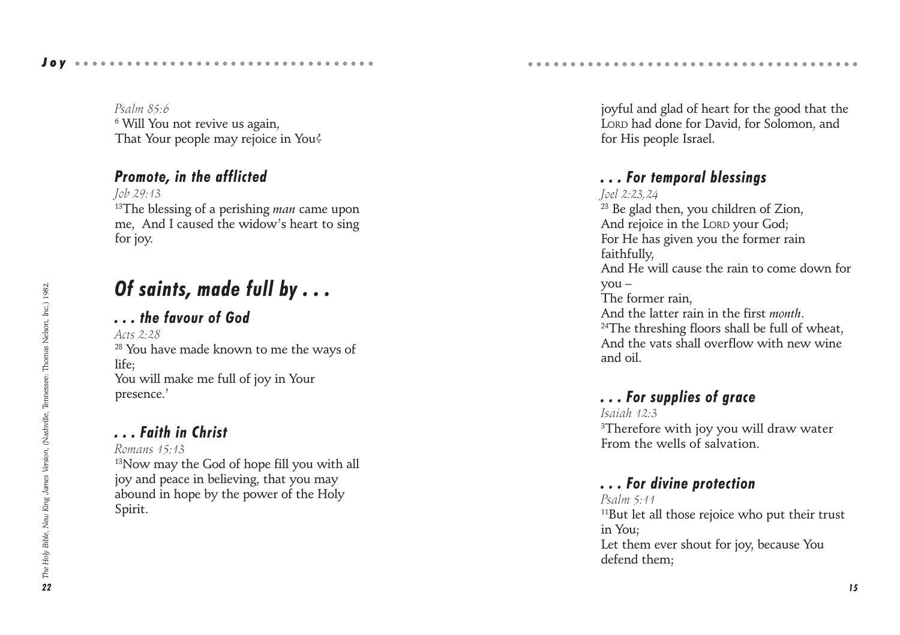*Psalm 85:6*
[6] Will You not revive us again,
That Your people may rejoice in You?

### Promote, in the afflicted

*Job 29:13*
[13]The blessing of a perishing *man* came upon me, And I caused the widow's heart to sing for joy.

## Of saints, made full by . . .

### . . . the favour of God

*Acts 2:28*
[28] You have made known to me the ways of life;
You will make me full of joy in Your presence.'

### . . . Faith in Christ

*Romans 15:13*
[13]Now may the God of hope fill you with all joy and peace in believing, that you may abound in hope by the power of the Holy Spirit.

*The Holy Bible, New King James Version*, (Nashville, Tennessee: Thomas Nelson, Inc.) 1982.

joyful and glad of heart for the good that the LORD had done for David, for Solomon, and for His people Israel.

### . . . For temporal blessings

*Joel 2:23,24*
[23] Be glad then, you children of Zion,
And rejoice in the LORD your God;
For He has given you the former rain faithfully,
And He will cause the rain to come down for you –
The former rain,
And the latter rain in the first *month*.
[24]The threshing floors shall be full of wheat,
And the vats shall overflow with new wine and oil.

### . . . For supplies of grace

*Isaiah 12:3*
[3]Therefore with joy you will draw water
From the wells of salvation.

### . . . For divine protection

*Psalm 5:11*
[11]But let all those rejoice who put their trust in You;
Let them ever shout for joy, because You defend them;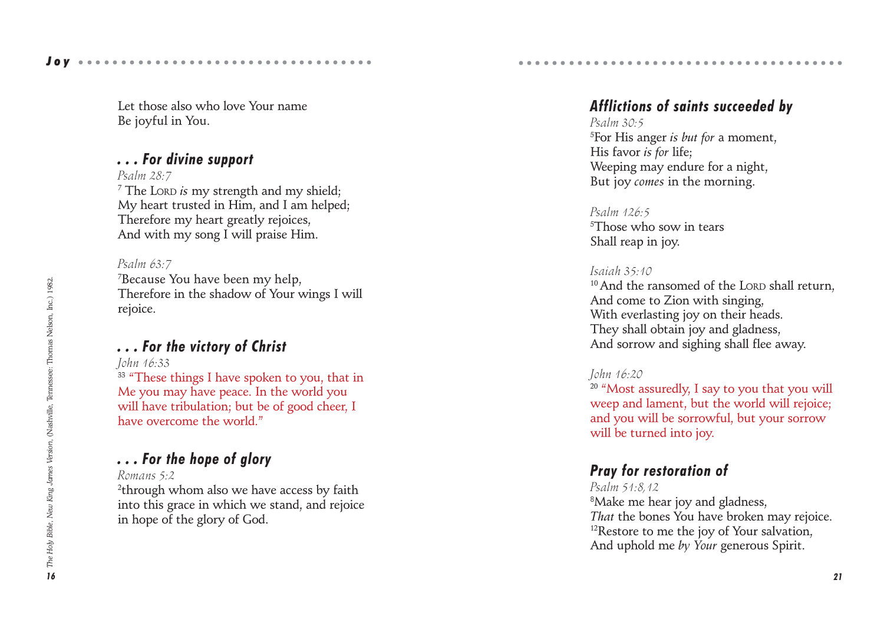Let those also who love Your name
Be joyful in You.

### *. . . For divine support*

*Psalm 28:7*

[7] The LORD *is* my strength and my shield;
My heart trusted in Him, and I am helped;
Therefore my heart greatly rejoices,
And with my song I will praise Him.

*Psalm 63:7*

[7]Because You have been my help,
Therefore in the shadow of Your wings I will rejoice.

### *. . . For the victory of Christ*

*John 16:33*

[33] "These things I have spoken to you, that in Me you may have peace. In the world you will have tribulation; but be of good cheer, I have overcome the world."

### *. . . For the hope of glory*

*Romans 5:2*

[2]through whom also we have access by faith into this grace in which we stand, and rejoice in hope of the glory of God.

*The Holy Bible, New King James Version,* (Nashville, Tennessee: Thomas Nelson, Inc.) 1982.

### *Afflictions of saints succeeded by*

*Psalm 30:5*

[5]For His anger *is but for* a moment,
His favor *is for* life;
Weeping may endure for a night,
But joy *comes* in the morning.

*Psalm 126:5*

[5]Those who sow in tears
Shall reap in joy.

*Isaiah 35:10*

[10] And the ransomed of the LORD shall return,
And come to Zion with singing,
With everlasting joy on their heads.
They shall obtain joy and gladness,
And sorrow and sighing shall flee away.

*John 16:20*

[20] "Most assuredly, I say to you that you will weep and lament, but the world will rejoice; and you will be sorrowful, but your sorrow will be turned into joy.

### *Pray for restoration of*

*Psalm 51:8,12*

[8]Make me hear joy and gladness,
*That* the bones You have broken may rejoice.
[12]Restore to me the joy of Your salvation,
And uphold me *by Your* generous Spirit.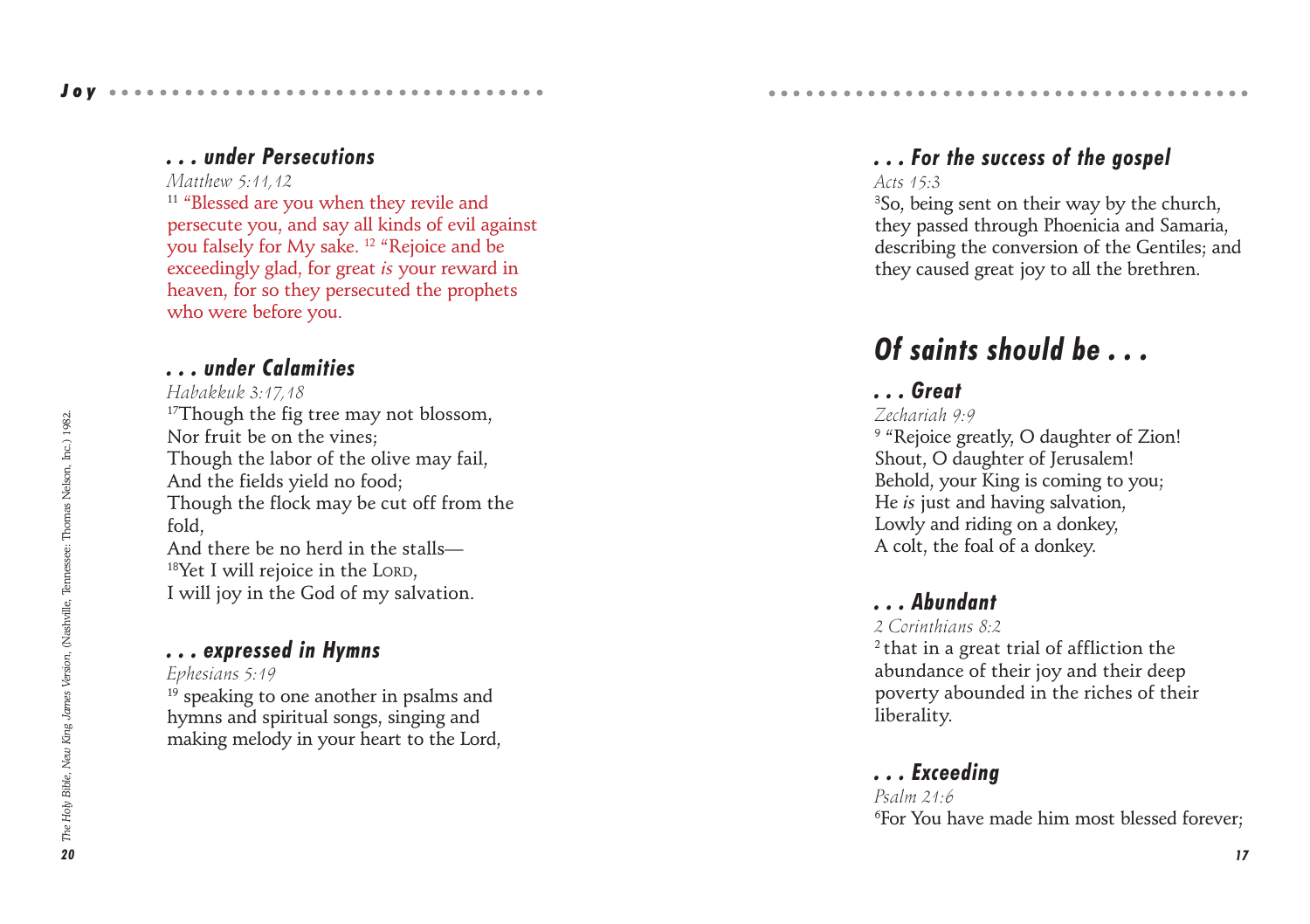### . . . under Persecutions

*Matthew 5:11,12*

[11] “Blessed are you when they revile and persecute you, and say all kinds of evil against you falsely for My sake. [12] “Rejoice and be exceedingly glad, for great *is* your reward in heaven, for so they persecuted the prophets who were before you.

### . . . under Calamities

*Habakkuk 3:17,18*

[17]Though the fig tree may not blossom,
Nor fruit be on the vines;
Though the labor of the olive may fail,
And the fields yield no food;
Though the flock may be cut off from the fold,
And there be no herd in the stalls—
[18]Yet I will rejoice in the LORD,
I will joy in the God of my salvation.

### . . . expressed in Hymns

*Ephesians 5:19*

[19] speaking to one another in psalms and hymns and spiritual songs, singing and making melody in your heart to the Lord,

*The Holy Bible, New King James Version*, (Nashville, Tennessee: Thomas Nelson, Inc.) 1982.

### . . . For the success of the gospel

*Acts 15:3*

[3]So, being sent on their way by the church, they passed through Phoenicia and Samaria, describing the conversion of the Gentiles; and they caused great joy to all the brethren.

## Of saints should be . . .

### . . . Great

*Zechariah 9:9*

[9] “Rejoice greatly, O daughter of Zion!
Shout, O daughter of Jerusalem!
Behold, your King is coming to you;
He *is* just and having salvation,
Lowly and riding on a donkey,
A colt, the foal of a donkey.

### . . . Abundant

*2 Corinthians 8:2*

[2] that in a great trial of affliction the abundance of their joy and their deep poverty abounded in the riches of their liberality.

### . . . Exceeding

*Psalm 21:6*

[6]For You have made him most blessed forever;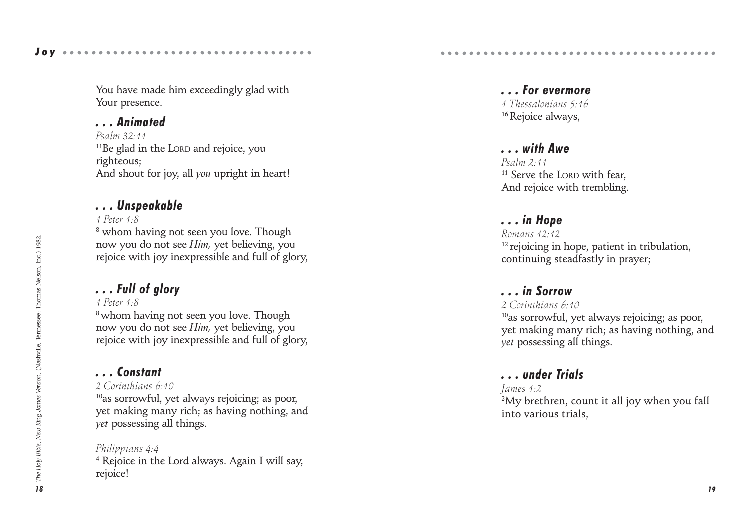You have made him exceedingly glad with Your presence.

### . . . Animated

*Psalm 32:11*

[11]Be glad in the LORD and rejoice, you righteous;
And shout for joy, all *you* upright in heart!

### . . . Unspeakable

*1 Peter 1:8*

[8] whom having not seen you love. Though now you do not see *Him,* yet believing, you rejoice with joy inexpressible and full of glory,

### . . . Full of glory

*1 Peter 1:8*

[8] whom having not seen you love. Though now you do not see *Him,* yet believing, you rejoice with joy inexpressible and full of glory,

### . . . Constant

*2 Corinthians 6:10*

[10]as sorrowful, yet always rejoicing; as poor, yet making many rich; as having nothing, and *yet* possessing all things.

*Philippians 4:4*

[4] Rejoice in the Lord always. Again I will say, rejoice!

*The Holy Bible, New King James Version,* (Nashville, Tennessee: Thomas Nelson, Inc.) 1982.

### . . . For evermore

*1 Thessalonians 5:16*

[16] Rejoice always,

### . . . with Awe

*Psalm 2:11*

[11] Serve the LORD with fear,
And rejoice with trembling.

### . . . in Hope

*Romans 12:12*

[12] rejoicing in hope, patient in tribulation, continuing steadfastly in prayer;

### . . . in Sorrow

*2 Corinthians 6:10*

[10]as sorrowful, yet always rejoicing; as poor, yet making many rich; as having nothing, and *yet* possessing all things.

### . . . under Trials

*James 1:2*

[2]My brethren, count it all joy when you fall into various trials,